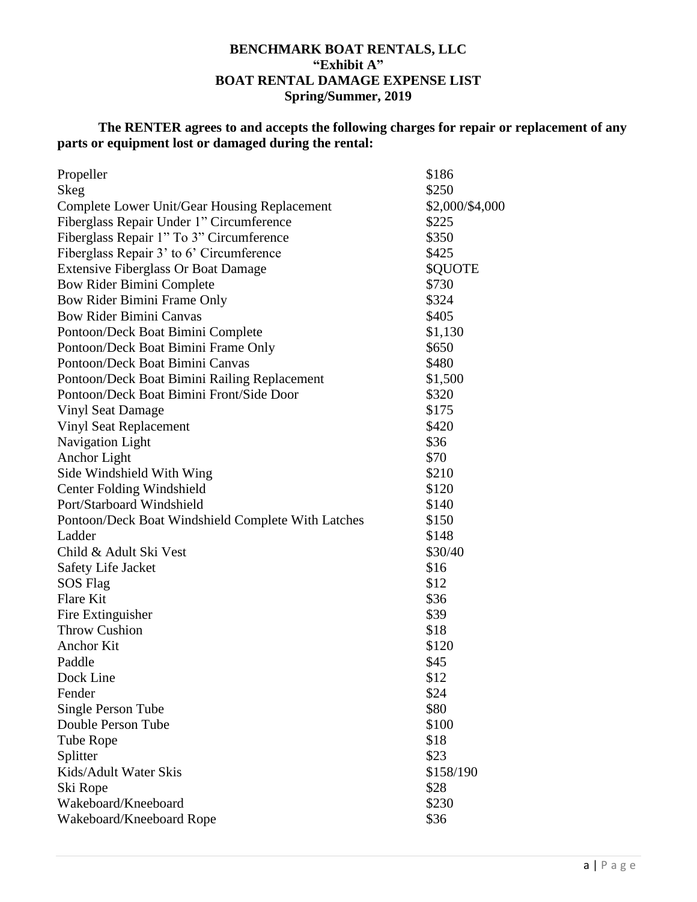# BENCHMARK BOAT RENTALS, LLC
## "Exhibit A"
## BOAT RENTAL DAMAGE EXPENSE LIST
## Spring/Summer, 2019

**The RENTER agrees to and accepts the following charges for repair or replacement of any parts or equipment lost or damaged during the rental:**

| Item | Charge |
|---|---|
| Propeller | $186 |
| Skeg | $250 |
| Complete Lower Unit/Gear Housing Replacement | $2,000/$4,000 |
| Fiberglass Repair Under 1" Circumference | $225 |
| Fiberglass Repair 1" To 3" Circumference | $350 |
| Fiberglass Repair 3' to 6' Circumference | $425 |
| Extensive Fiberglass Or Boat Damage | $QUOTE |
| Bow Rider Bimini Complete | $730 |
| Bow Rider Bimini Frame Only | $324 |
| Bow Rider Bimini Canvas | $405 |
| Pontoon/Deck Boat Bimini Complete | $1,130 |
| Pontoon/Deck Boat Bimini Frame Only | $650 |
| Pontoon/Deck Boat Bimini Canvas | $480 |
| Pontoon/Deck Boat Bimini Railing Replacement | $1,500 |
| Pontoon/Deck Boat Bimini Front/Side Door | $320 |
| Vinyl Seat Damage | $175 |
| Vinyl Seat Replacement | $420 |
| Navigation Light | $36 |
| Anchor Light | $70 |
| Side Windshield With Wing | $210 |
| Center Folding Windshield | $120 |
| Port/Starboard Windshield | $140 |
| Pontoon/Deck Boat Windshield Complete With Latches | $150 |
| Ladder | $148 |
| Child & Adult Ski Vest | $30/40 |
| Safety Life Jacket | $16 |
| SOS Flag | $12 |
| Flare Kit | $36 |
| Fire Extinguisher | $39 |
| Throw Cushion | $18 |
| Anchor Kit | $120 |
| Paddle | $45 |
| Dock Line | $12 |
| Fender | $24 |
| Single Person Tube | $80 |
| Double Person Tube | $100 |
| Tube Rope | $18 |
| Splitter | $23 |
| Kids/Adult Water Skis | $158/190 |
| Ski Rope | $28 |
| Wakeboard/Kneeboard | $230 |
| Wakeboard/Kneeboard Rope | $36 |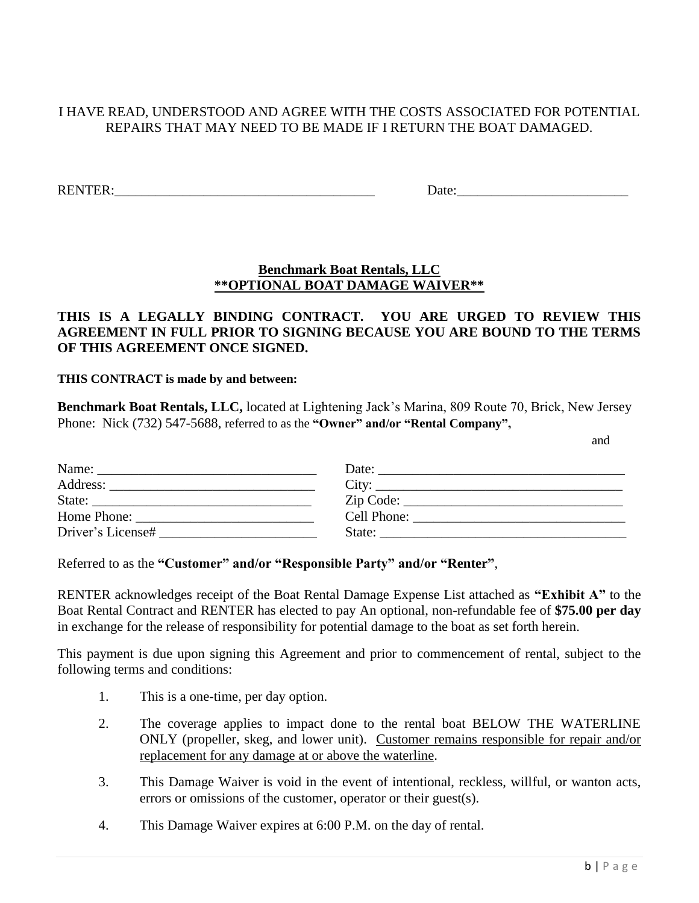I HAVE READ, UNDERSTOOD AND AGREE WITH THE COSTS ASSOCIATED FOR POTENTIAL REPAIRS THAT MAY NEED TO BE MADE IF I RETURN THE BOAT DAMAGED.

RENTER:_______________________________________ Date:_________________________

**Benchmark Boat Rentals, LLC**
**\*\*OPTIONAL BOAT DAMAGE WAIVER\*\***

**THIS IS A LEGALLY BINDING CONTRACT. YOU ARE URGED TO REVIEW THIS AGREEMENT IN FULL PRIOR TO SIGNING BECAUSE YOU ARE BOUND TO THE TERMS OF THIS AGREEMENT ONCE SIGNED.**

**THIS CONTRACT is made by and between:**

**Benchmark Boat Rentals, LLC,** located at Lightening Jack's Marina, 809 Route 70, Brick, New Jersey Phone: Nick (732) 547-5688, referred to as the **"Owner" and/or "Rental Company",**

and

Name: ________________________________ Date: ____________________________________
Address: ______________________________ City: ____________________________________
State: ________________________________ Zip Code: ________________________________
Home Phone: __________________________ Cell Phone: _______________________________
Driver's License# _______________________ State: ___________________________________

Referred to as the **"Customer" and/or "Responsible Party" and/or "Renter"**,

RENTER acknowledges receipt of the Boat Rental Damage Expense List attached as **"Exhibit A"** to the Boat Rental Contract and RENTER has elected to pay An optional, non-refundable fee of **$75.00 per day** in exchange for the release of responsibility for potential damage to the boat as set forth herein.

This payment is due upon signing this Agreement and prior to commencement of rental, subject to the following terms and conditions:

1. This is a one-time, per day option.
2. The coverage applies to impact done to the rental boat BELOW THE WATERLINE ONLY (propeller, skeg, and lower unit). Customer remains responsible for repair and/or replacement for any damage at or above the waterline.
3. This Damage Waiver is void in the event of intentional, reckless, willful, or wanton acts, errors or omissions of the customer, operator or their guest(s).
4. This Damage Waiver expires at 6:00 P.M. on the day of rental.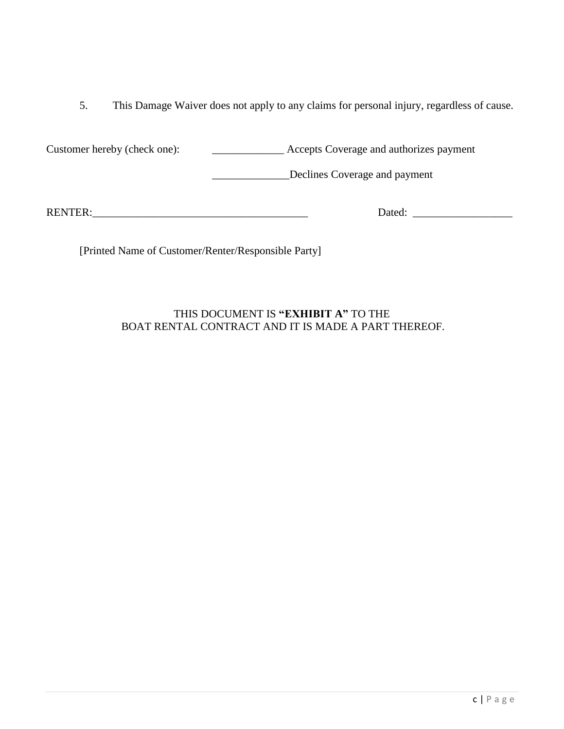5. This Damage Waiver does not apply to any claims for personal injury, regardless of cause.

Customer hereby (check one): _____________ Accepts Coverage and authorizes payment

_____________ Declines Coverage and payment

RENTER:_______________________________________ Dated: __________________

[Printed Name of Customer/Renter/Responsible Party]

THIS DOCUMENT IS **"EXHIBIT A"** TO THE
BOAT RENTAL CONTRACT AND IT IS MADE A PART THEREOF.